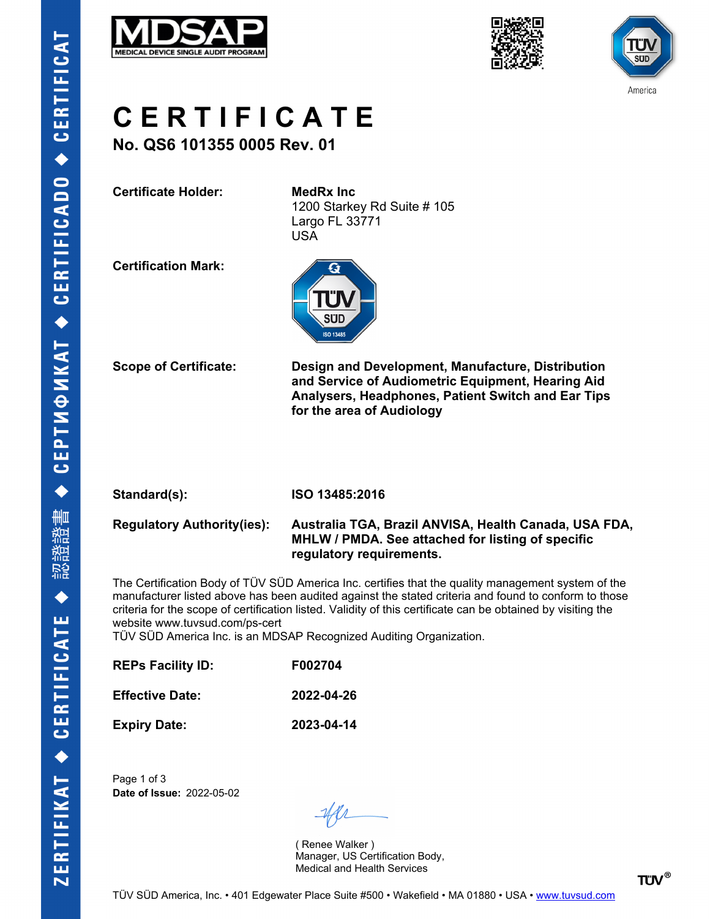MDSAP
MEDICAL DEVICE SINGLE AUDIT PROGRAM

# CERTIFICATE

## No. QS6 101355 0005 Rev. 01

**Certificate Holder:**
**MedRx Inc**
1200 Starkey Rd Suite # 105
Largo FL 33771
USA

**Certification Mark:**

**Scope of Certificate:**
**Design and Development, Manufacture, Distribution and Service of Audiometric Equipment, Hearing Aid Analysers, Headphones, Patient Switch and Ear Tips for the area of Audiology**

**Standard(s):**
**ISO 13485:2016**

**Regulatory Authority(ies):**
**Australia TGA, Brazil ANVISA, Health Canada, USA FDA, MHLW / PMDA. See attached for listing of specific regulatory requirements.**

The Certification Body of TÜV SÜD America Inc. certifies that the quality management system of the manufacturer listed above has been audited against the stated criteria and found to conform to those criteria for the scope of certification listed. Validity of this certificate can be obtained by visiting the website www.tuvsud.com/ps-cert
TÜV SÜD America Inc. is an MDSAP Recognized Auditing Organization.

**REPs Facility ID:** **F002704**

**Effective Date:** **2022-04-26**

**Expiry Date:** **2023-04-14**

**Date of Issue:** 2022-05-02

( Renee Walker )
Manager, US Certification Body,
Medical and Health Services

TÜV SÜD America, Inc. • 401 Edgewater Place Suite #500 • Wakefield • MA 01880 • USA • www.tuvsud.com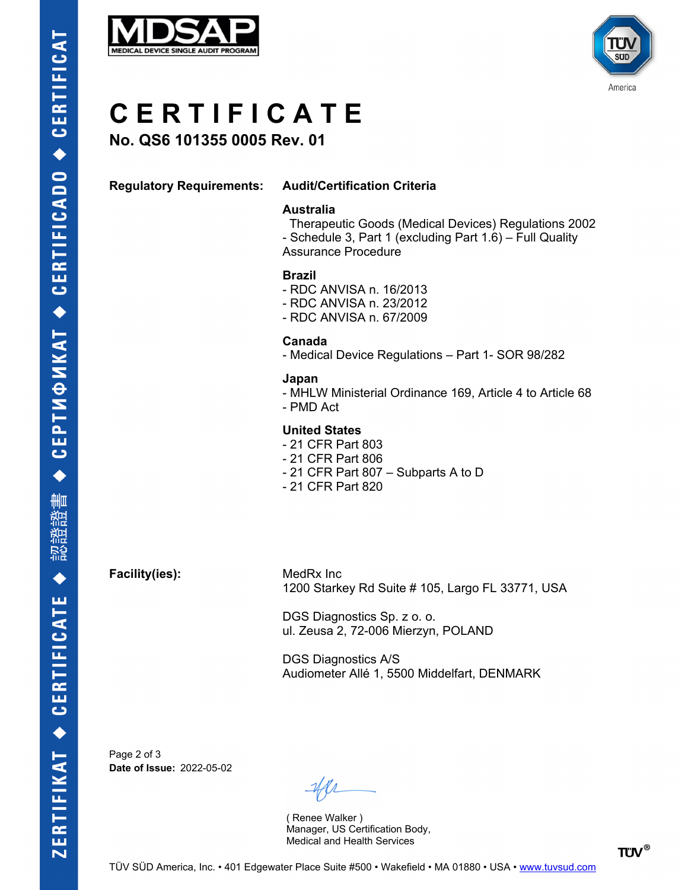# CERTIFICATE

**No. QS6 101355 0005 Rev. 01**

**Regulatory Requirements:** **Audit/Certification Criteria**

**Australia**
Therapeutic Goods (Medical Devices) Regulations 2002
- Schedule 3, Part 1 (excluding Part 1.6) – Full Quality Assurance Procedure

**Brazil**
- RDC ANVISA n. 16/2013
- RDC ANVISA n. 23/2012
- RDC ANVISA n. 67/2009

**Canada**
- Medical Device Regulations – Part 1- SOR 98/282

**Japan**
- MHLW Ministerial Ordinance 169, Article 4 to Article 68
- PMD Act

**United States**
- 21 CFR Part 803
- 21 CFR Part 806
- 21 CFR Part 807 – Subparts A to D
- 21 CFR Part 820

**Facility(ies):**

MedRx Inc
1200 Starkey Rd Suite # 105, Largo FL 33771, USA

DGS Diagnostics Sp. z o. o.
ul. Zeusa 2, 72-006 Mierzyn, POLAND

DGS Diagnostics A/S
Audiometer Allé 1, 5500 Middelfart, DENMARK

**Date of Issue:** 2022-05-02

( Renee Walker )
Manager, US Certification Body,
Medical and Health Services

TÜV SÜD America, Inc. • 401 Edgewater Place Suite #500 • Wakefield • MA 01880 • USA • www.tuvsud.com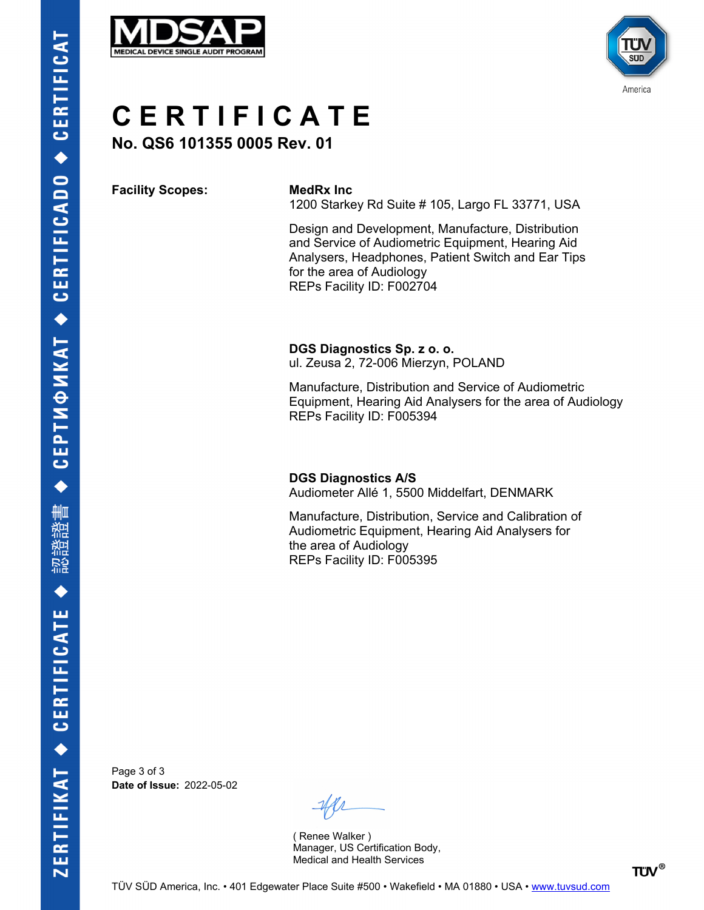# CERTIFICATE

**No. QS6 101355 0005 Rev. 01**

**Facility Scopes:**

**MedRx Inc**
1200 Starkey Rd Suite # 105, Largo FL 33771, USA

Design and Development, Manufacture, Distribution and Service of Audiometric Equipment, Hearing Aid Analysers, Headphones, Patient Switch and Ear Tips for the area of Audiology
REPs Facility ID: F002704

**DGS Diagnostics Sp. z o. o.**
ul. Zeusa 2, 72-006 Mierzyn, POLAND

Manufacture, Distribution and Service of Audiometric Equipment, Hearing Aid Analysers for the area of Audiology
REPs Facility ID: F005394

**DGS Diagnostics A/S**
Audiometer Allé 1, 5500 Middelfart, DENMARK

Manufacture, Distribution, Service and Calibration of Audiometric Equipment, Hearing Aid Analysers for the area of Audiology
REPs Facility ID: F005395

**Date of Issue:** 2022-05-02

( Renee Walker )
Manager, US Certification Body,
Medical and Health Services

TÜV SÜD America, Inc. • 401 Edgewater Place Suite #500 • Wakefield • MA 01880 • USA • www.tuvsud.com